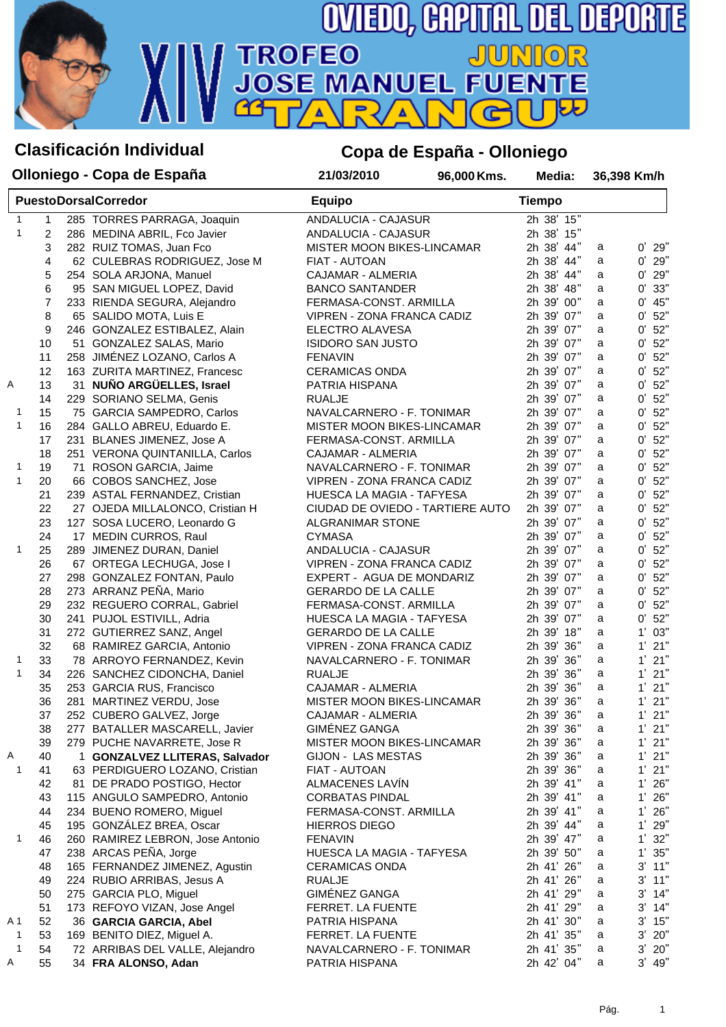# OVIEDO, CAPITAL DEL DEPORTE

# XIV TROFEO JUNIOR JOSE MANUEL FUENTE "TARANGU"

## Clasificación Individual

## Copa de España - Olloniego

**Olloniego - Copa de España** **21/03/2010** **96,000 Kms.** **Media: 36,398 Km/h**

| | Puesto | Dorsal | Corredor | Equipo | Tiempo | | |
|---|---|---|---|---|---|---|---|
| 1 | 1 | 285 | TORRES PARRAGA, Joaquin | ANDALUCIA - CAJASUR | 2h 38' 15" | | |
| 1 | 2 | 286 | MEDINA ABRIL, Fco Javier | ANDALUCIA - CAJASUR | 2h 38' 15" | | |
| | 3 | 282 | RUIZ TOMAS, Juan Fco | MISTER MOON BIKES-LINCAMAR | 2h 38' 44" | a | 0' 29" |
| | 4 | 62 | CULEBRAS RODRIGUEZ, Jose M | FIAT - AUTOAN | 2h 38' 44" | a | 0' 29" |
| | 5 | 254 | SOLA ARJONA, Manuel | CAJAMAR - ALMERIA | 2h 38' 44" | a | 0' 29" |
| | 6 | 95 | SAN MIGUEL LOPEZ, David | BANCO SANTANDER | 2h 38' 48" | a | 0' 33" |
| | 7 | 233 | RIENDA SEGURA, Alejandro | FERMASA-CONST. ARMILLA | 2h 39' 00" | a | 0' 45" |
| | 8 | 65 | SALIDO MOTA, Luis E | VIPREN - ZONA FRANCA CADIZ | 2h 39' 07" | a | 0' 52" |
| | 9 | 246 | GONZALEZ ESTIBALEZ, Alain | ELECTRO ALAVESA | 2h 39' 07" | a | 0' 52" |
| | 10 | 51 | GONZALEZ SALAS, Mario | ISIDORO SAN JUSTO | 2h 39' 07" | a | 0' 52" |
| | 11 | 258 | JIMÉNEZ LOZANO, Carlos A | FENAVIN | 2h 39' 07" | a | 0' 52" |
| | 12 | 163 | ZURITA MARTINEZ, Francesc | CERAMICAS ONDA | 2h 39' 07" | a | 0' 52" |
| A | 13 | 31 | **NUÑO ARGÜELLES, Israel** | PATRIA HISPANA | 2h 39' 07" | a | 0' 52" |
| | 14 | 229 | SORIANO SELMA, Genis | RUALJE | 2h 39' 07" | a | 0' 52" |
| 1 | 15 | 75 | GARCIA SAMPEDRO, Carlos | NAVALCARNERO - F. TONIMAR | 2h 39' 07" | a | 0' 52" |
| 1 | 16 | 284 | GALLO ABREU, Eduardo E. | MISTER MOON BIKES-LINCAMAR | 2h 39' 07" | a | 0' 52" |
| | 17 | 231 | BLANES JIMENEZ, Jose A | FERMASA-CONST. ARMILLA | 2h 39' 07" | a | 0' 52" |
| | 18 | 251 | VERONA QUINTANILLA, Carlos | CAJAMAR - ALMERIA | 2h 39' 07" | a | 0' 52" |
| 1 | 19 | 71 | ROSON GARCIA, Jaime | NAVALCARNERO - F. TONIMAR | 2h 39' 07" | a | 0' 52" |
| 1 | 20 | 66 | COBOS SANCHEZ, Jose | VIPREN - ZONA FRANCA CADIZ | 2h 39' 07" | a | 0' 52" |
| | 21 | 239 | ASTAL FERNANDEZ, Cristian | HUESCA LA MAGIA - TAFYESA | 2h 39' 07" | a | 0' 52" |
| | 22 | 27 | OJEDA MILLALONCO, Cristian H | CIUDAD DE OVIEDO - TARTIERE AUTO | 2h 39' 07" | a | 0' 52" |
| | 23 | 127 | SOSA LUCERO, Leonardo G | ALGRANIMAR STONE | 2h 39' 07" | a | 0' 52" |
| | 24 | 17 | MEDIN CURROS, Raul | CYMASA | 2h 39' 07" | a | 0' 52" |
| 1 | 25 | 289 | JIMENEZ DURAN, Daniel | ANDALUCIA - CAJASUR | 2h 39' 07" | a | 0' 52" |
| | 26 | 67 | ORTEGA LECHUGA, Jose I | VIPREN - ZONA FRANCA CADIZ | 2h 39' 07" | a | 0' 52" |
| | 27 | 298 | GONZALEZ FONTAN, Paulo | EXPERT - AGUA DE MONDARIZ | 2h 39' 07" | a | 0' 52" |
| | 28 | 273 | ARRANZ PEÑA, Mario | GERARDO DE LA CALLE | 2h 39' 07" | a | 0' 52" |
| | 29 | 232 | REGUERO CORRAL, Gabriel | FERMASA-CONST. ARMILLA | 2h 39' 07" | a | 0' 52" |
| | 30 | 241 | PUJOL ESTIVILL, Adria | HUESCA LA MAGIA - TAFYESA | 2h 39' 07" | a | 0' 52" |
| | 31 | 272 | GUTIERREZ SANZ, Angel | GERARDO DE LA CALLE | 2h 39' 18" | a | 1' 03" |
| | 32 | 68 | RAMIREZ GARCIA, Antonio | VIPREN - ZONA FRANCA CADIZ | 2h 39' 36" | a | 1' 21" |
| 1 | 33 | 78 | ARROYO FERNANDEZ, Kevin | NAVALCARNERO - F. TONIMAR | 2h 39' 36" | a | 1' 21" |
| 1 | 34 | 226 | SANCHEZ CIDONCHA, Daniel | RUALJE | 2h 39' 36" | a | 1' 21" |
| | 35 | 253 | GARCIA RUS, Francisco | CAJAMAR - ALMERIA | 2h 39' 36" | a | 1' 21" |
| | 36 | 281 | MARTINEZ VERDU, Jose | MISTER MOON BIKES-LINCAMAR | 2h 39' 36" | a | 1' 21" |
| | 37 | 252 | CUBERO GALVEZ, Jorge | CAJAMAR - ALMERIA | 2h 39' 36" | a | 1' 21" |
| | 38 | 277 | BATALLER MASCARELL, Javier | GIMÉNEZ GANGA | 2h 39' 36" | a | 1' 21" |
| | 39 | 279 | PUCHE NAVARRETE, Jose R | MISTER MOON BIKES-LINCAMAR | 2h 39' 36" | a | 1' 21" |
| A | 40 | 1 | **GONZALVEZ LLITERAS, Salvador** | GIJON - LAS MESTAS | 2h 39' 36" | a | 1' 21" |
| 1 | 41 | 63 | PERDIGUERO LOZANO, Cristian | FIAT - AUTOAN | 2h 39' 36" | a | 1' 21" |
| | 42 | 81 | DE PRADO POSTIGO, Hector | ALMACENES LAVÍN | 2h 39' 41" | a | 1' 26" |
| | 43 | 115 | ANGULO SAMPEDRO, Antonio | CORBATAS PINDAL | 2h 39' 41" | a | 1' 26" |
| | 44 | 234 | BUENO ROMERO, Miguel | FERMASA-CONST. ARMILLA | 2h 39' 41" | a | 1' 26" |
| | 45 | 195 | GONZÁLEZ BREA, Oscar | HIERROS DIEGO | 2h 39' 44" | a | 1' 29" |
| 1 | 46 | 260 | RAMIREZ LEBRON, Jose Antonio | FENAVIN | 2h 39' 47" | a | 1' 32" |
| | 47 | 238 | ARCAS PEÑA, Jorge | HUESCA LA MAGIA - TAFYESA | 2h 39' 50" | a | 1' 35" |
| | 48 | 165 | FERNANDEZ JIMENEZ, Agustin | CERAMICAS ONDA | 2h 41' 26" | a | 3' 11" |
| | 49 | 224 | RUBIO ARRIBAS, Jesus A | RUALJE | 2h 41' 26" | a | 3' 11" |
| | 50 | 275 | GARCIA PLO, Miguel | GIMÉNEZ GANGA | 2h 41' 29" | a | 3' 14" |
| | 51 | 173 | REFOYO VIZAN, Jose Angel | FERRET. LA FUENTE | 2h 41' 29" | a | 3' 14" |
| A 1 | 52 | 36 | **GARCIA GARCIA, Abel** | PATRIA HISPANA | 2h 41' 30" | a | 3' 15" |
| 1 | 53 | 169 | BENITO DIEZ, Miguel A. | FERRET. LA FUENTE | 2h 41' 35" | a | 3' 20" |
| 1 | 54 | 72 | ARRIBAS DEL VALLE, Alejandro | NAVALCARNERO - F. TONIMAR | 2h 41' 35" | a | 3' 20" |
| A | 55 | 34 | **FRA ALONSO, Adan** | PATRIA HISPANA | 2h 42' 04" | a | 3' 49" |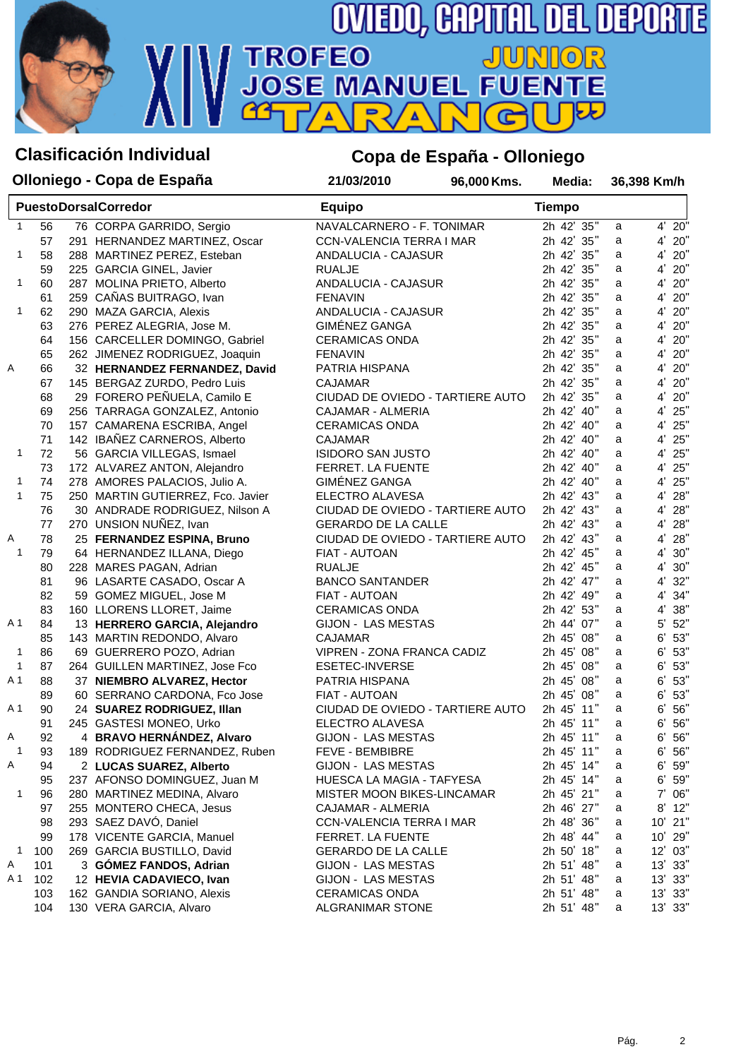# OVIEDO, CAPITAL DEL DEPORTE

# XIV TROFEO JUNIOR JOSE MANUEL FUENTE "TARANGU"

## Clasificación Individual

## Copa de España - Olloniego

**Olloniego - Copa de España** | **21/03/2010** | **96,000 Kms.** | **Media: 36,398 Km/h**

| | Puesto | Dorsal | Corredor | Equipo | Tiempo | | |
|---|---|---|---|---|---|---|---|
| 1 | 56 | 76 | CORPA GARRIDO, Sergio | NAVALCARNERO - F. TONIMAR | 2h 42' 35" | a | 4' 20" |
| | 57 | 291 | HERNANDEZ MARTINEZ, Oscar | CCN-VALENCIA TERRA I MAR | 2h 42' 35" | a | 4' 20" |
| 1 | 58 | 288 | MARTINEZ PEREZ, Esteban | ANDALUCIA - CAJASUR | 2h 42' 35" | a | 4' 20" |
| | 59 | 225 | GARCIA GINEL, Javier | RUALJE | 2h 42' 35" | a | 4' 20" |
| 1 | 60 | 287 | MOLINA PRIETO, Alberto | ANDALUCIA - CAJASUR | 2h 42' 35" | a | 4' 20" |
| | 61 | 259 | CAÑAS BUITRAGO, Ivan | FENAVIN | 2h 42' 35" | a | 4' 20" |
| 1 | 62 | 290 | MAZA GARCIA, Alexis | ANDALUCIA - CAJASUR | 2h 42' 35" | a | 4' 20" |
| | 63 | 276 | PEREZ ALEGRIA, Jose M. | GIMÉNEZ GANGA | 2h 42' 35" | a | 4' 20" |
| | 64 | 156 | CARCELLER DOMINGO, Gabriel | CERAMICAS ONDA | 2h 42' 35" | a | 4' 20" |
| | 65 | 262 | JIMENEZ RODRIGUEZ, Joaquin | FENAVIN | 2h 42' 35" | a | 4' 20" |
| A | 66 | 32 | **HERNANDEZ FERNANDEZ, David** | PATRIA HISPANA | 2h 42' 35" | a | 4' 20" |
| | 67 | 145 | BERGAZ ZURDO, Pedro Luis | CAJAMAR | 2h 42' 35" | a | 4' 20" |
| | 68 | 29 | FORERO PEÑUELA, Camilo E | CIUDAD DE OVIEDO - TARTIERE AUTO | 2h 42' 35" | a | 4' 20" |
| | 69 | 256 | TARRAGA GONZALEZ, Antonio | CAJAMAR - ALMERIA | 2h 42' 40" | a | 4' 25" |
| | 70 | 157 | CAMARENA ESCRIBA, Angel | CERAMICAS ONDA | 2h 42' 40" | a | 4' 25" |
| | 71 | 142 | IBAÑEZ CARNEROS, Alberto | CAJAMAR | 2h 42' 40" | a | 4' 25" |
| 1 | 72 | 56 | GARCIA VILLEGAS, Ismael | ISIDORO SAN JUSTO | 2h 42' 40" | a | 4' 25" |
| | 73 | 172 | ALVAREZ ANTON, Alejandro | FERRET. LA FUENTE | 2h 42' 40" | a | 4' 25" |
| 1 | 74 | 278 | AMORES PALACIOS, Julio A. | GIMÉNEZ GANGA | 2h 42' 40" | a | 4' 25" |
| 1 | 75 | 250 | MARTIN GUTIERREZ, Fco. Javier | ELECTRO ALAVESA | 2h 42' 43" | a | 4' 28" |
| | 76 | 30 | ANDRADE RODRIGUEZ, Nilson A | CIUDAD DE OVIEDO - TARTIERE AUTO | 2h 42' 43" | a | 4' 28" |
| | 77 | 270 | UNSION NUÑEZ, Ivan | GERARDO DE LA CALLE | 2h 42' 43" | a | 4' 28" |
| A | 78 | 25 | **FERNANDEZ ESPINA, Bruno** | CIUDAD DE OVIEDO - TARTIERE AUTO | 2h 42' 43" | a | 4' 28" |
| 1 | 79 | 64 | HERNANDEZ ILLANA, Diego | FIAT - AUTOAN | 2h 42' 45" | a | 4' 30" |
| | 80 | 228 | MARES PAGAN, Adrian | RUALJE | 2h 42' 45" | a | 4' 30" |
| | 81 | 96 | LASARTE CASADO, Oscar A | BANCO SANTANDER | 2h 42' 47" | a | 4' 32" |
| | 82 | 59 | GOMEZ MIGUEL, Jose M | FIAT - AUTOAN | 2h 42' 49" | a | 4' 34" |
| | 83 | 160 | LLORENS LLORET, Jaime | CERAMICAS ONDA | 2h 42' 53" | a | 4' 38" |
| A 1 | 84 | 13 | **HERRERO GARCIA, Alejandro** | GIJON - LAS MESTAS | 2h 44' 07" | a | 5' 52" |
| | 85 | 143 | MARTIN REDONDO, Alvaro | CAJAMAR | 2h 45' 08" | a | 6' 53" |
| 1 | 86 | 69 | GUERRERO POZO, Adrian | VIPREN - ZONA FRANCA CADIZ | 2h 45' 08" | a | 6' 53" |
| 1 | 87 | 264 | GUILLEN MARTINEZ, Jose Fco | ESETEC-INVERSE | 2h 45' 08" | a | 6' 53" |
| A 1 | 88 | 37 | **NIEMBRO ALVAREZ, Hector** | PATRIA HISPANA | 2h 45' 08" | a | 6' 53" |
| | 89 | 60 | SERRANO CARDONA, Fco Jose | FIAT - AUTOAN | 2h 45' 08" | a | 6' 53" |
| A 1 | 90 | 24 | **SUAREZ RODRIGUEZ, Illan** | CIUDAD DE OVIEDO - TARTIERE AUTO | 2h 45' 11" | a | 6' 56" |
| | 91 | 245 | GASTESI MONEO, Urko | ELECTRO ALAVESA | 2h 45' 11" | a | 6' 56" |
| A | 92 | 4 | **BRAVO HERNÁNDEZ, Alvaro** | GIJON - LAS MESTAS | 2h 45' 11" | a | 6' 56" |
| 1 | 93 | 189 | RODRIGUEZ FERNANDEZ, Ruben | FEVE - BEMBIBRE | 2h 45' 11" | a | 6' 56" |
| A | 94 | 2 | **LUCAS SUAREZ, Alberto** | GIJON - LAS MESTAS | 2h 45' 14" | a | 6' 59" |
| | 95 | 237 | AFONSO DOMINGUEZ, Juan M | HUESCA LA MAGIA - TAFYESA | 2h 45' 14" | a | 6' 59" |
| 1 | 96 | 280 | MARTINEZ MEDINA, Alvaro | MISTER MOON BIKES-LINCAMAR | 2h 45' 21" | a | 7' 06" |
| | 97 | 255 | MONTERO CHECA, Jesus | CAJAMAR - ALMERIA | 2h 46' 27" | a | 8' 12" |
| | 98 | 293 | SAEZ DAVÓ, Daniel | CCN-VALENCIA TERRA I MAR | 2h 48' 36" | a | 10' 21" |
| | 99 | 178 | VICENTE GARCIA, Manuel | FERRET. LA FUENTE | 2h 48' 44" | a | 10' 29" |
| 1 | 100 | 269 | GARCIA BUSTILLO, David | GERARDO DE LA CALLE | 2h 50' 18" | a | 12' 03" |
| A | 101 | 3 | **GÓMEZ FANDOS, Adrian** | GIJON - LAS MESTAS | 2h 51' 48" | a | 13' 33" |
| A 1 | 102 | 12 | **HEVIA CADAVIECO, Ivan** | GIJON - LAS MESTAS | 2h 51' 48" | a | 13' 33" |
| | 103 | 162 | GANDIA SORIANO, Alexis | CERAMICAS ONDA | 2h 51' 48" | a | 13' 33" |
| | 104 | 130 | VERA GARCIA, Alvaro | ALGRANIMAR STONE | 2h 51' 48" | a | 13' 33" |